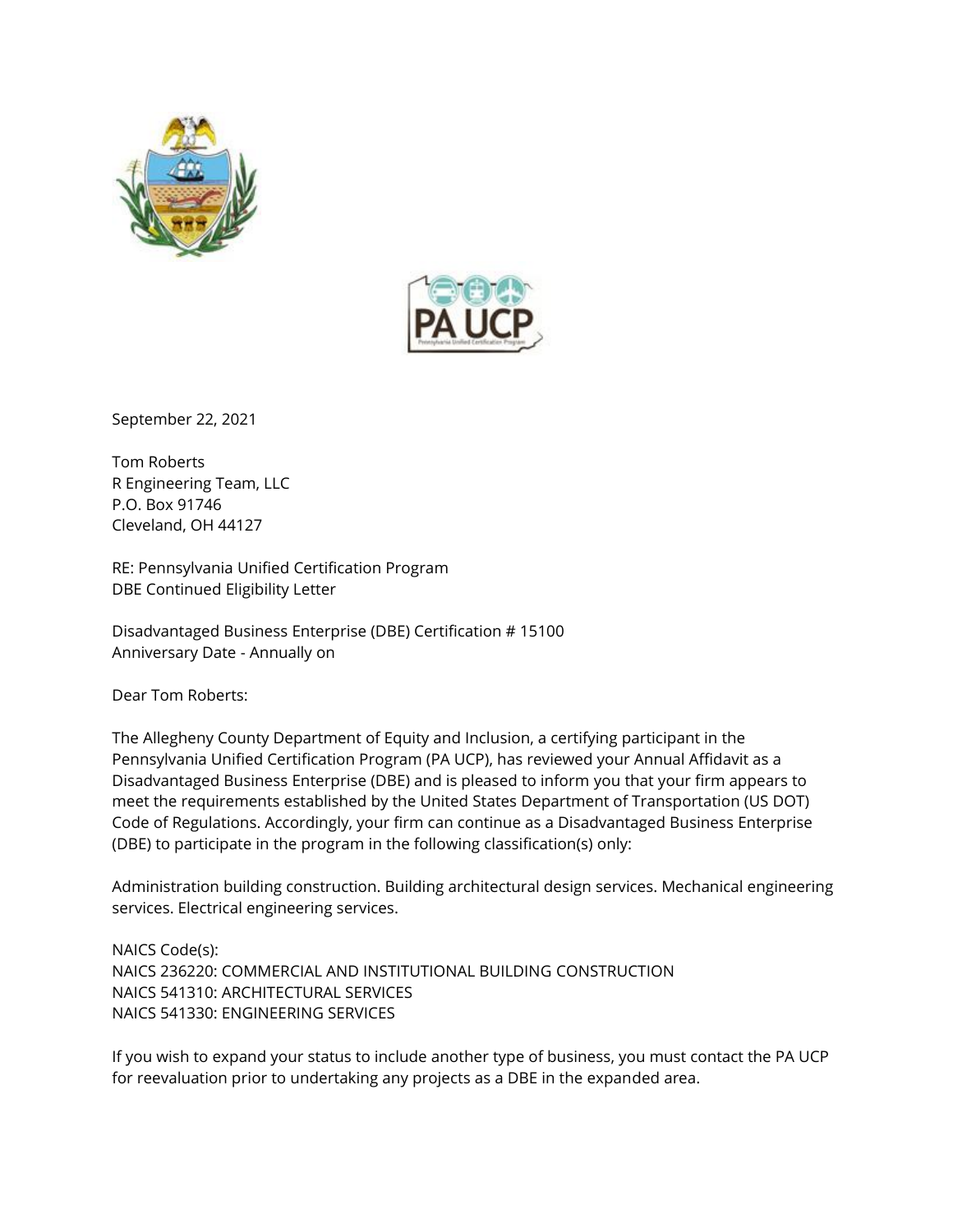September 22, 2021

Tom Roberts
R Engineering Team, LLC
P.O. Box 91746
Cleveland, OH 44127

RE: Pennsylvania Unified Certification Program
DBE Continued Eligibility Letter

Disadvantaged Business Enterprise (DBE) Certification # 15100
Anniversary Date - Annually on

Dear Tom Roberts:

The Allegheny County Department of Equity and Inclusion, a certifying participant in the Pennsylvania Unified Certification Program (PA UCP), has reviewed your Annual Affidavit as a Disadvantaged Business Enterprise (DBE) and is pleased to inform you that your firm appears to meet the requirements established by the United States Department of Transportation (US DOT) Code of Regulations. Accordingly, your firm can continue as a Disadvantaged Business Enterprise (DBE) to participate in the program in the following classification(s) only:

Administration building construction. Building architectural design services. Mechanical engineering services. Electrical engineering services.

NAICS Code(s):
NAICS 236220: COMMERCIAL AND INSTITUTIONAL BUILDING CONSTRUCTION
NAICS 541310: ARCHITECTURAL SERVICES
NAICS 541330: ENGINEERING SERVICES

If you wish to expand your status to include another type of business, you must contact the PA UCP for reevaluation prior to undertaking any projects as a DBE in the expanded area.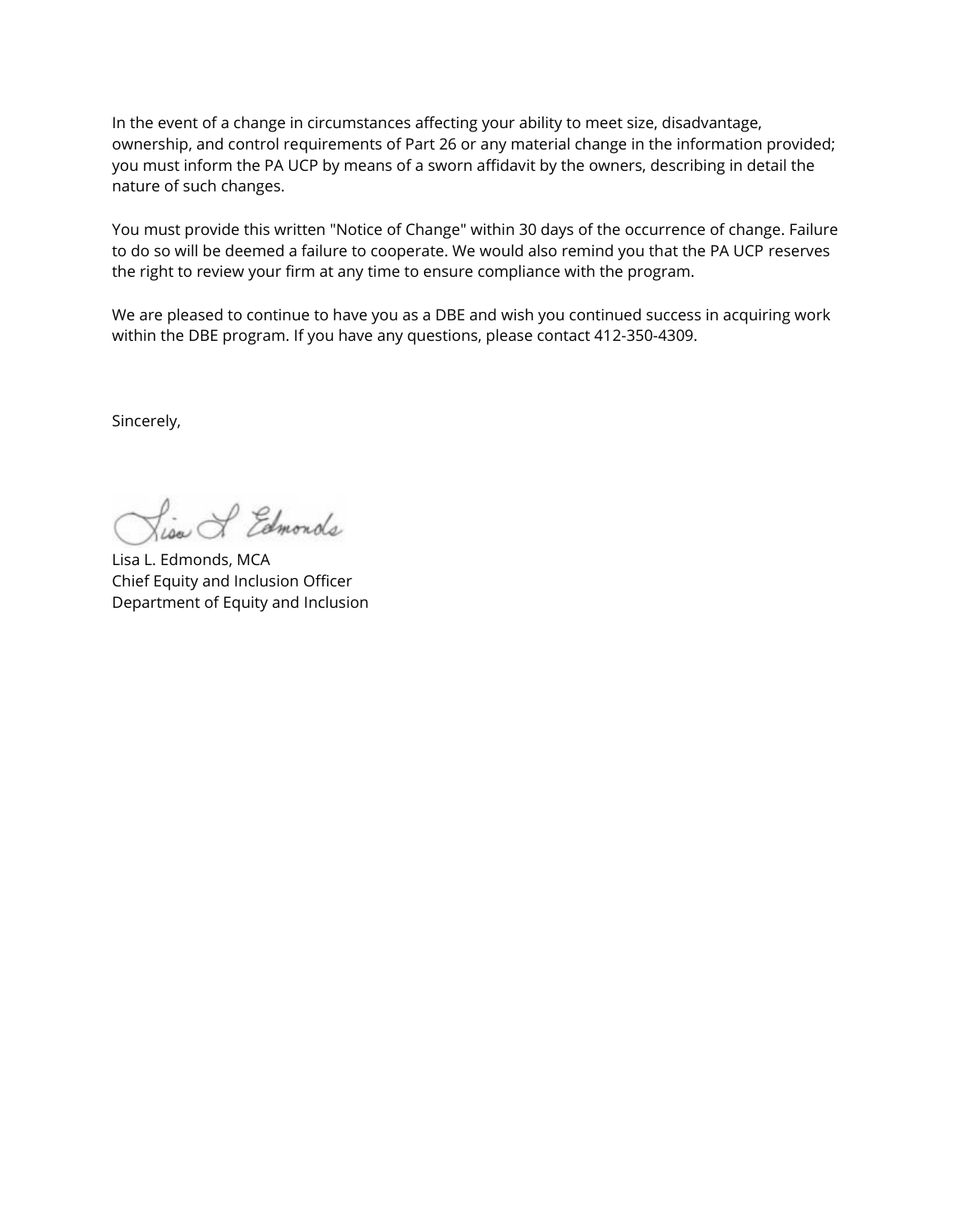In the event of a change in circumstances affecting your ability to meet size, disadvantage, ownership, and control requirements of Part 26 or any material change in the information provided; you must inform the PA UCP by means of a sworn affidavit by the owners, describing in detail the nature of such changes.

You must provide this written "Notice of Change" within 30 days of the occurrence of change. Failure to do so will be deemed a failure to cooperate. We would also remind you that the PA UCP reserves the right to review your firm at any time to ensure compliance with the program.

We are pleased to continue to have you as a DBE and wish you continued success in acquiring work within the DBE program. If you have any questions, please contact 412-350-4309.

Sincerely,

Lisa L. Edmonds

Lisa L. Edmonds, MCA
Chief Equity and Inclusion Officer
Department of Equity and Inclusion